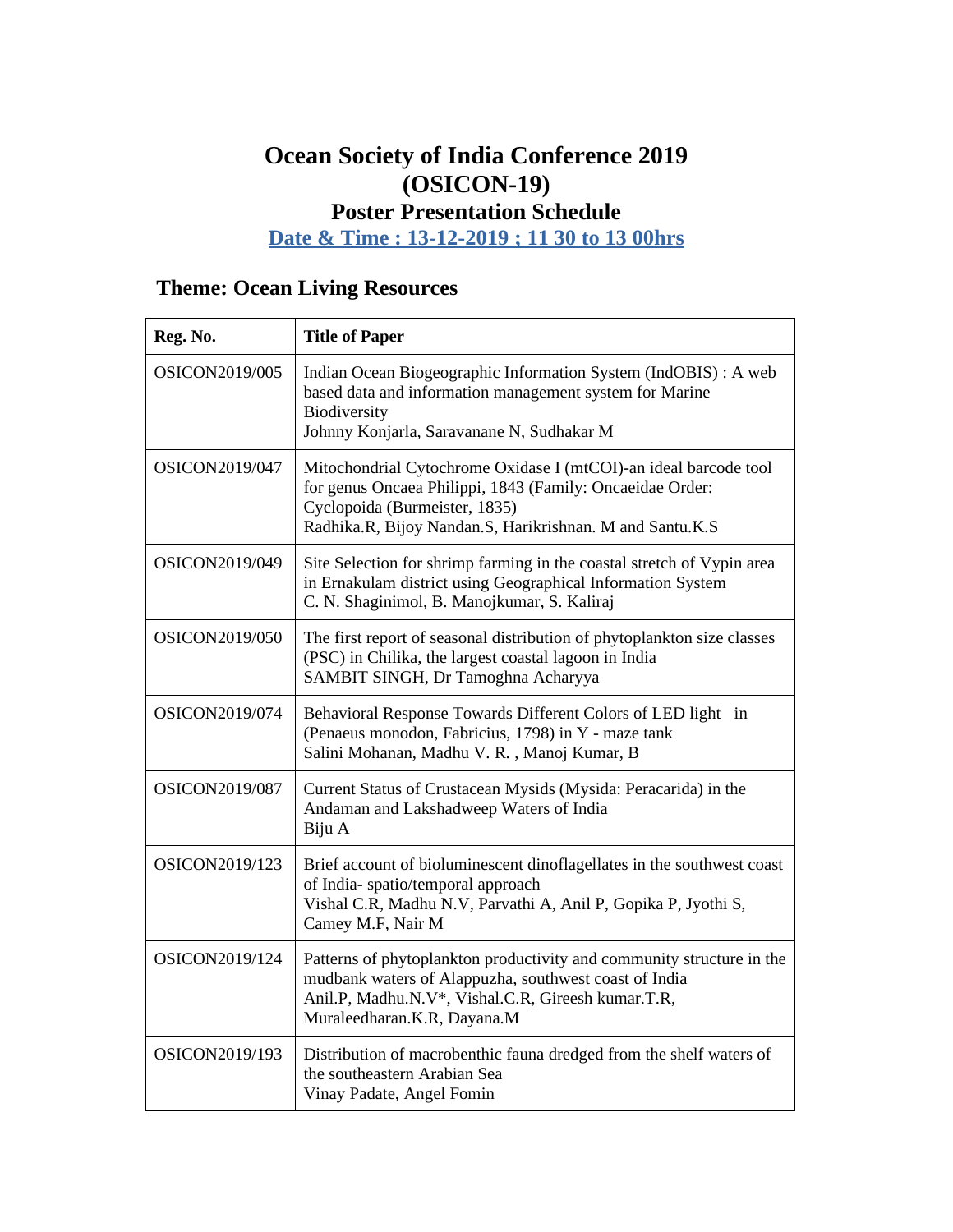# Ocean Society of India Conference 2019 (OSICON-19)

## Poster Presentation Schedule

**Date & Time : 13-12-2019 ; 11 30 to 13 00hrs**

## Theme: Ocean Living Resources

| Reg. No. | Title of Paper |
|---|---|
| OSICON2019/005 | Indian Ocean Biogeographic Information System (IndOBIS) : A web based data and information management system for Marine Biodiversity<br>Johnny Konjarla, Saravanane N, Sudhakar M |
| OSICON2019/047 | Mitochondrial Cytochrome Oxidase I (mtCOI)-an ideal barcode tool for genus Oncaea Philippi, 1843 (Family: Oncaeidae Order: Cyclopoida (Burmeister, 1835)<br>Radhika.R, Bijoy Nandan.S, Harikrishnan. M and Santu.K.S |
| OSICON2019/049 | Site Selection for shrimp farming in the coastal stretch of Vypin area in Ernakulam district using Geographical Information System<br>C. N. Shaginimol, B. Manojkumar, S. Kaliraj |
| OSICON2019/050 | The first report of seasonal distribution of phytoplankton size classes (PSC) in Chilika, the largest coastal lagoon in India<br>SAMBIT SINGH, Dr Tamoghna Acharyya |
| OSICON2019/074 | Behavioral Response Towards Different Colors of LED light in (Penaeus monodon, Fabricius, 1798) in Y - maze tank<br>Salini Mohanan, Madhu V. R. , Manoj Kumar, B |
| OSICON2019/087 | Current Status of Crustacean Mysids (Mysida: Peracarida) in the Andaman and Lakshadweep Waters of India<br>Biju A |
| OSICON2019/123 | Brief account of bioluminescent dinoflagellates in the southwest coast of India- spatio/temporal approach<br>Vishal C.R, Madhu N.V, Parvathi A, Anil P, Gopika P, Jyothi S, Camey M.F, Nair M |
| OSICON2019/124 | Patterns of phytoplankton productivity and community structure in the mudbank waters of Alappuzha, southwest coast of India<br>Anil.P, Madhu.N.V*, Vishal.C.R, Gireesh kumar.T.R, Muraleedharan.K.R, Dayana.M |
| OSICON2019/193 | Distribution of macrobenthic fauna dredged from the shelf waters of the southeastern Arabian Sea<br>Vinay Padate, Angel Fomin |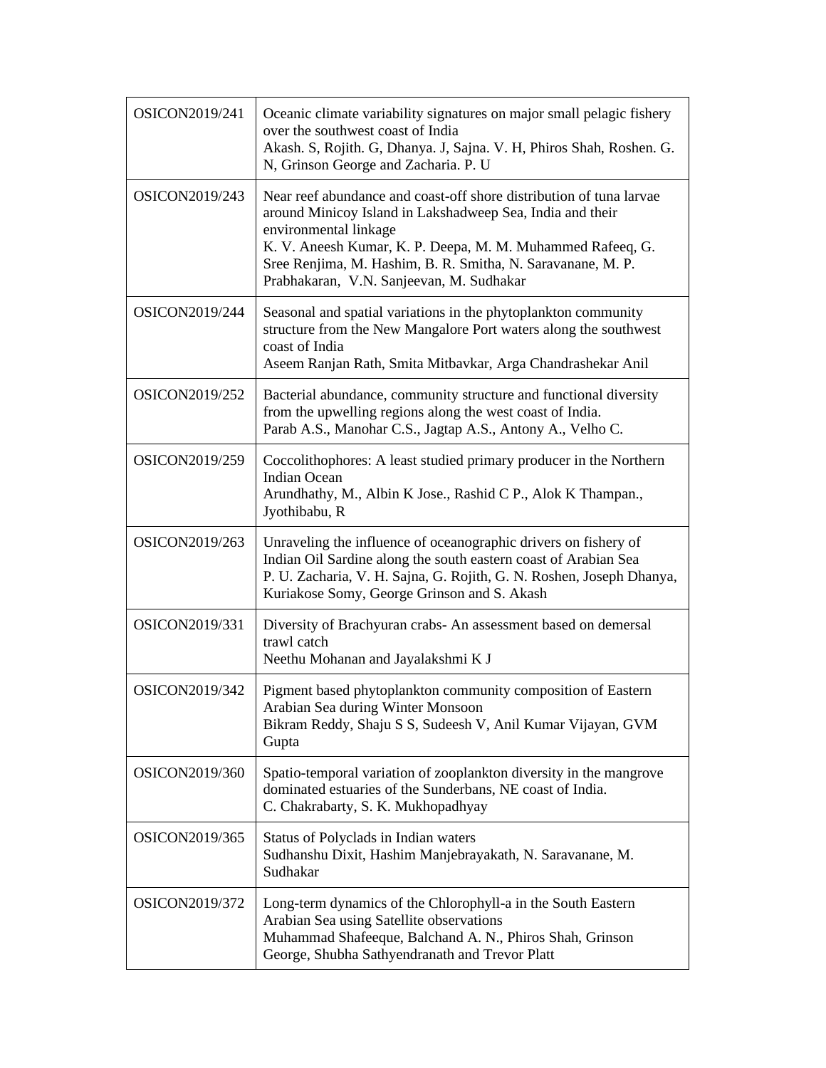| | |
|---|---|
| OSICON2019/241 | Oceanic climate variability signatures on major small pelagic fishery over the southwest coast of India<br>Akash. S, Rojith. G, Dhanya. J, Sajna. V. H, Phiros Shah, Roshen. G. N, Grinson George and Zacharia. P. U |
| OSICON2019/243 | Near reef abundance and coast-off shore distribution of tuna larvae around Minicoy Island in Lakshadweep Sea, India and their environmental linkage<br>K. V. Aneesh Kumar, K. P. Deepa, M. M. Muhammed Rafeeq, G. Sree Renjima, M. Hashim, B. R. Smitha, N. Saravanane, M. P. Prabhakaran, V.N. Sanjeevan, M. Sudhakar |
| OSICON2019/244 | Seasonal and spatial variations in the phytoplankton community structure from the New Mangalore Port waters along the southwest coast of India<br>Aseem Ranjan Rath, Smita Mitbavkar, Arga Chandrashekar Anil |
| OSICON2019/252 | Bacterial abundance, community structure and functional diversity from the upwelling regions along the west coast of India.<br>Parab A.S., Manohar C.S., Jagtap A.S., Antony A., Velho C. |
| OSICON2019/259 | Coccolithophores: A least studied primary producer in the Northern Indian Ocean<br>Arundhathy, M., Albin K Jose., Rashid C P., Alok K Thampan., Jyothibabu, R |
| OSICON2019/263 | Unraveling the influence of oceanographic drivers on fishery of Indian Oil Sardine along the south eastern coast of Arabian Sea<br>P. U. Zacharia, V. H. Sajna, G. Rojith, G. N. Roshen, Joseph Dhanya, Kuriakose Somy, George Grinson and S. Akash |
| OSICON2019/331 | Diversity of Brachyuran crabs- An assessment based on demersal trawl catch<br>Neethu Mohanan and Jayalakshmi K J |
| OSICON2019/342 | Pigment based phytoplankton community composition of Eastern Arabian Sea during Winter Monsoon<br>Bikram Reddy, Shaju S S, Sudeesh V, Anil Kumar Vijayan, GVM Gupta |
| OSICON2019/360 | Spatio-temporal variation of zooplankton diversity in the mangrove dominated estuaries of the Sunderbans, NE coast of India.<br>C. Chakrabarty, S. K. Mukhopadhyay |
| OSICON2019/365 | Status of Polyclads in Indian waters<br>Sudhanshu Dixit, Hashim Manjebrayakath, N. Saravanane, M. Sudhakar |
| OSICON2019/372 | Long-term dynamics of the Chlorophyll-a in the South Eastern Arabian Sea using Satellite observations<br>Muhammad Shafeeque, Balchand A. N., Phiros Shah, Grinson George, Shubha Sathyendranath and Trevor Platt |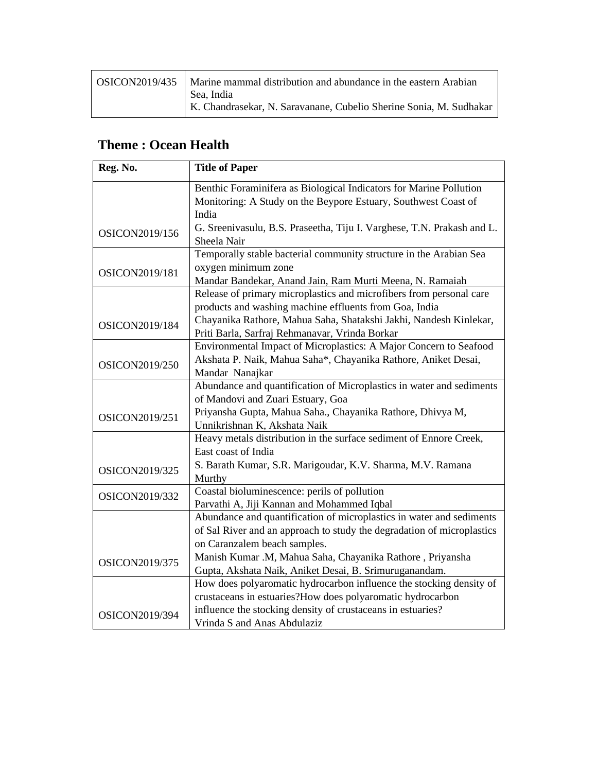| | |
|---|---|
| OSICON2019/435 | Marine mammal distribution and abundance in the eastern Arabian Sea, India<br>K. Chandrasekar, N. Saravanane, Cubelio Sherine Sonia, M. Sudhakar |

## Theme : Ocean Health

| Reg. No. | Title of Paper |
|---|---|
| OSICON2019/156 | Benthic Foraminifera as Biological Indicators for Marine Pollution Monitoring: A Study on the Beypore Estuary, Southwest Coast of India<br>G. Sreenivasulu, B.S. Praseetha, Tiju I. Varghese, T.N. Prakash and L. Sheela Nair |
| OSICON2019/181 | Temporally stable bacterial community structure in the Arabian Sea oxygen minimum zone<br>Mandar Bandekar, Anand Jain, Ram Murti Meena, N. Ramaiah |
| OSICON2019/184 | Release of primary microplastics and microfibers from personal care products and washing machine effluents from Goa, India<br>Chayanika Rathore, Mahua Saha, Shatakshi Jakhi, Nandesh Kinlekar, Priti Barla, Sarfraj Rehmanavar, Vrinda Borkar |
| OSICON2019/250 | Environmental Impact of Microplastics: A Major Concern to Seafood<br>Akshata P. Naik, Mahua Saha*, Chayanika Rathore, Aniket Desai, Mandar Nanajkar |
| OSICON2019/251 | Abundance and quantification of Microplastics in water and sediments of Mandovi and Zuari Estuary, Goa<br>Priyansha Gupta, Mahua Saha., Chayanika Rathore, Dhivya M, Unnikrishnan K, Akshata Naik |
| OSICON2019/325 | Heavy metals distribution in the surface sediment of Ennore Creek, East coast of India<br>S. Barath Kumar, S.R. Marigoudar, K.V. Sharma, M.V. Ramana Murthy |
| OSICON2019/332 | Coastal bioluminescence: perils of pollution<br>Parvathi A, Jiji Kannan and Mohammed Iqbal |
| OSICON2019/375 | Abundance and quantification of microplastics in water and sediments of Sal River and an approach to study the degradation of microplastics on Caranzalem beach samples.<br>Manish Kumar .M, Mahua Saha, Chayanika Rathore , Priyansha Gupta, Akshata Naik, Aniket Desai, B. Srimuruganandam. |
| OSICON2019/394 | How does polyaromatic hydrocarbon influence the stocking density of crustaceans in estuaries?How does polyaromatic hydrocarbon influence the stocking density of crustaceans in estuaries?<br>Vrinda S and Anas Abdulaziz |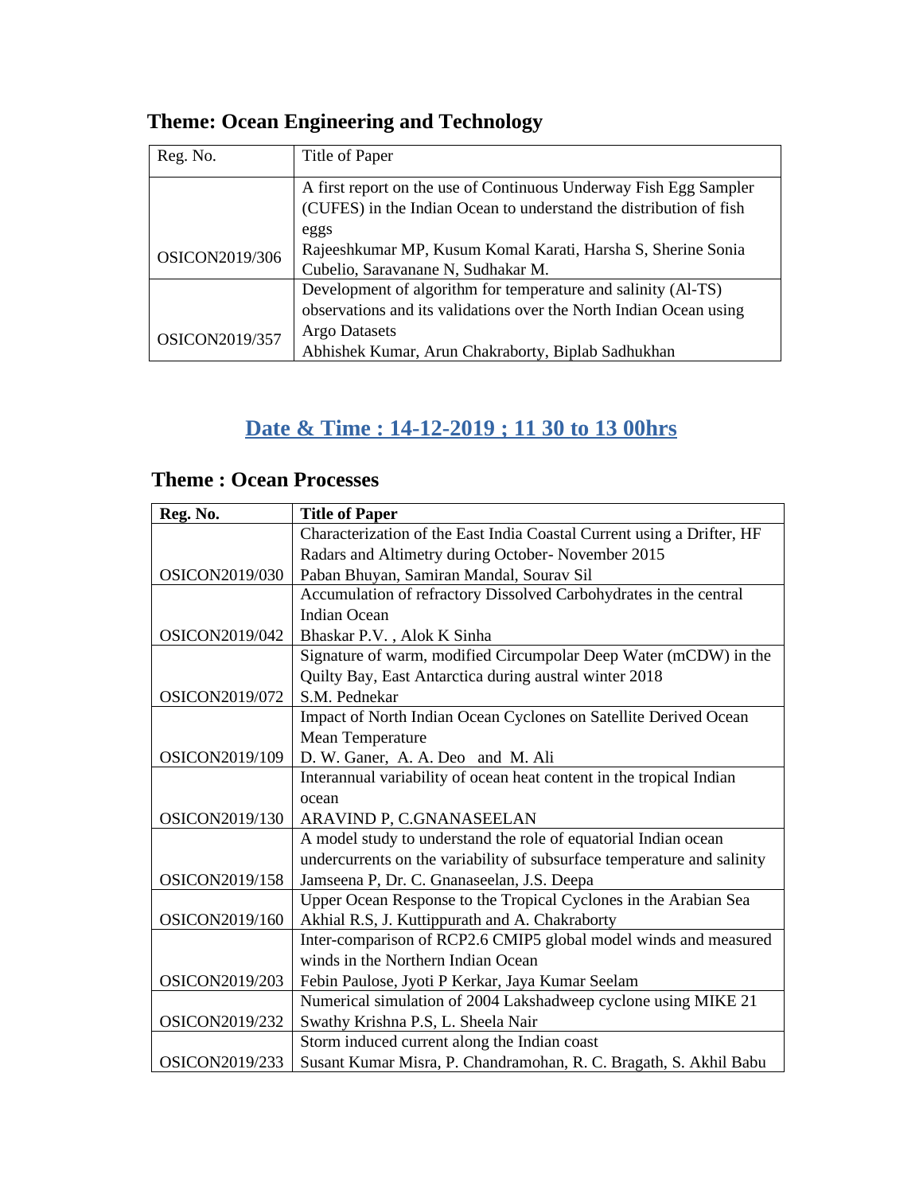## Theme: Ocean Engineering and Technology

| Reg. No. | Title of Paper |
|---|---|
| OSICON2019/306 | A first report on the use of Continuous Underway Fish Egg Sampler (CUFES) in the Indian Ocean to understand the distribution of fish eggs<br>Rajeeshkumar MP, Kusum Komal Karati, Harsha S, Sherine Sonia Cubelio, Saravanane N, Sudhakar M. |
| OSICON2019/357 | Development of algorithm for temperature and salinity (Al-TS) observations and its validations over the North Indian Ocean using Argo Datasets<br>Abhishek Kumar, Arun Chakraborty, Biplab Sadhukhan |

## Date & Time : 14-12-2019 ; 11 30 to 13 00hrs

## Theme : Ocean Processes

| Reg. No. | Title of Paper |
|---|---|
| OSICON2019/030 | Characterization of the East India Coastal Current using a Drifter, HF Radars and Altimetry during October- November 2015<br>Paban Bhuyan, Samiran Mandal, Sourav Sil |
| OSICON2019/042 | Accumulation of refractory Dissolved Carbohydrates in the central Indian Ocean<br>Bhaskar P.V. , Alok K Sinha |
| OSICON2019/072 | Signature of warm, modified Circumpolar Deep Water (mCDW) in the Quilty Bay, East Antarctica during austral winter 2018<br>S.M. Pednekar |
| OSICON2019/109 | Impact of North Indian Ocean Cyclones on Satellite Derived Ocean Mean Temperature<br>D. W. Ganer, A. A. Deo and M. Ali |
| OSICON2019/130 | Interannual variability of ocean heat content in the tropical Indian ocean<br>ARAVIND P, C.GNANASEELAN |
| OSICON2019/158 | A model study to understand the role of equatorial Indian ocean undercurrents on the variability of subsurface temperature and salinity<br>Jamseena P, Dr. C. Gnanaseelan, J.S. Deepa |
| OSICON2019/160 | Upper Ocean Response to the Tropical Cyclones in the Arabian Sea<br>Akhial R.S, J. Kuttippurath and A. Chakraborty |
| OSICON2019/203 | Inter-comparison of RCP2.6 CMIP5 global model winds and measured winds in the Northern Indian Ocean<br>Febin Paulose, Jyoti P Kerkar, Jaya Kumar Seelam |
| OSICON2019/232 | Numerical simulation of 2004 Lakshadweep cyclone using MIKE 21<br>Swathy Krishna P.S, L. Sheela Nair |
| OSICON2019/233 | Storm induced current along the Indian coast<br>Susant Kumar Misra, P. Chandramohan, R. C. Bragath, S. Akhil Babu |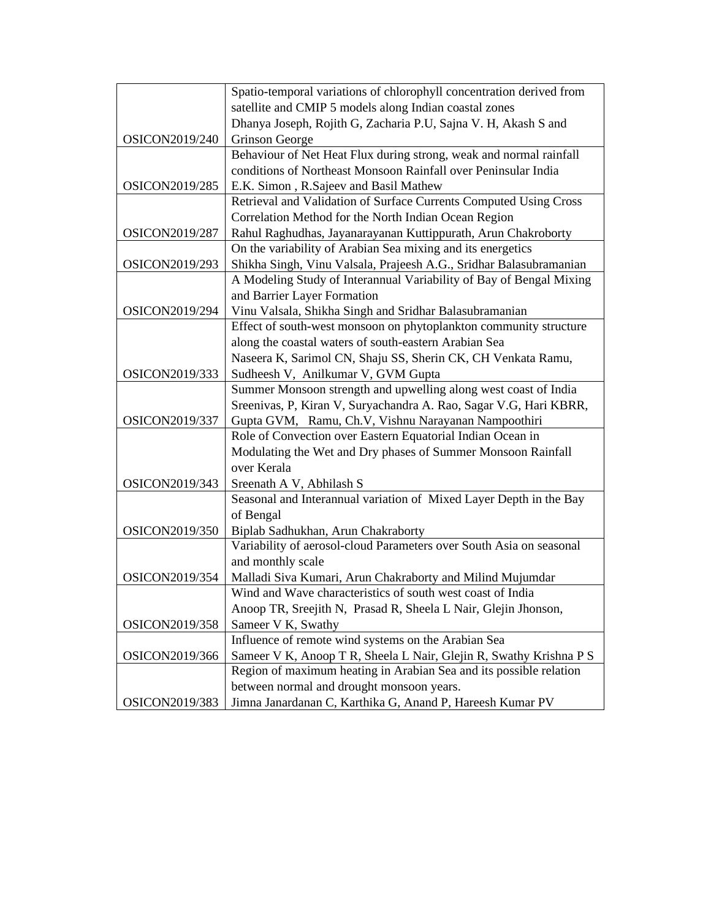| | |
|---|---|
| OSICON2019/240 | Spatio-temporal variations of chlorophyll concentration derived from satellite and CMIP 5 models along Indian coastal zones<br>Dhanya Joseph, Rojith G, Zacharia P.U, Sajna V. H, Akash S and Grinson George |
| OSICON2019/285 | Behaviour of Net Heat Flux during strong, weak and normal rainfall conditions of Northeast Monsoon Rainfall over Peninsular India<br>E.K. Simon , R.Sajeev and Basil Mathew |
| OSICON2019/287 | Retrieval and Validation of Surface Currents Computed Using Cross Correlation Method for the North Indian Ocean Region<br>Rahul Raghudhas, Jayanarayanan Kuttippurath, Arun Chakroborty |
| OSICON2019/293 | On the variability of Arabian Sea mixing and its energetics<br>Shikha Singh, Vinu Valsala, Prajeesh A.G., Sridhar Balasubramanian |
| OSICON2019/294 | A Modeling Study of Interannual Variability of Bay of Bengal Mixing and Barrier Layer Formation<br>Vinu Valsala, Shikha Singh and Sridhar Balasubramanian |
| OSICON2019/333 | Effect of south-west monsoon on phytoplankton community structure along the coastal waters of south-eastern Arabian Sea<br>Naseera K, Sarimol CN, Shaju SS, Sherin CK, CH Venkata Ramu, Sudheesh V, Anilkumar V, GVM Gupta |
| OSICON2019/337 | Summer Monsoon strength and upwelling along west coast of India<br>Sreenivas, P, Kiran V, Suryachandra A. Rao, Sagar V.G, Hari KBRR, Gupta GVM, Ramu, Ch.V, Vishnu Narayanan Nampoothiri |
| OSICON2019/343 | Role of Convection over Eastern Equatorial Indian Ocean in Modulating the Wet and Dry phases of Summer Monsoon Rainfall over Kerala<br>Sreenath A V, Abhilash S |
| OSICON2019/350 | Seasonal and Interannual variation of Mixed Layer Depth in the Bay of Bengal<br>Biplab Sadhukhan, Arun Chakraborty |
| OSICON2019/354 | Variability of aerosol-cloud Parameters over South Asia on seasonal and monthly scale<br>Malladi Siva Kumari, Arun Chakraborty and Milind Mujumdar |
| OSICON2019/358 | Wind and Wave characteristics of south west coast of India<br>Anoop TR, Sreejith N, Prasad R, Sheela L Nair, Glejin Jhonson, Sameer V K, Swathy |
| OSICON2019/366 | Influence of remote wind systems on the Arabian Sea<br>Sameer V K, Anoop T R, Sheela L Nair, Glejin R, Swathy Krishna P S |
| OSICON2019/383 | Region of maximum heating in Arabian Sea and its possible relation between normal and drought monsoon years.<br>Jimna Janardanan C, Karthika G, Anand P, Hareesh Kumar PV |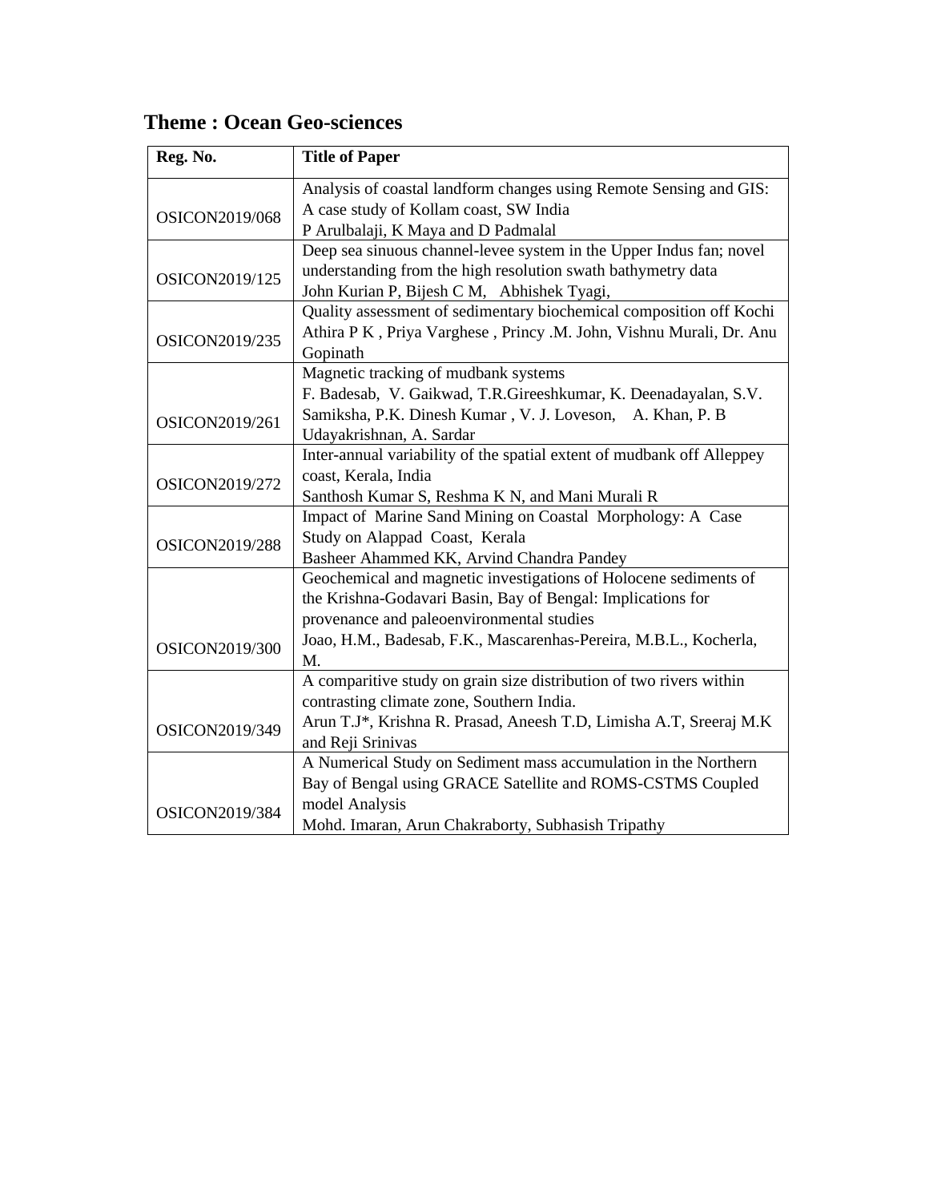## Theme : Ocean Geo-sciences

| Reg. No. | Title of Paper |
|---|---|
| OSICON2019/068 | Analysis of coastal landform changes using Remote Sensing and GIS: A case study of Kollam coast, SW India<br>P Arulbalaji, K Maya and D Padmalal |
| OSICON2019/125 | Deep sea sinuous channel-levee system in the Upper Indus fan; novel understanding from the high resolution swath bathymetry data<br>John Kurian P, Bijesh C M, Abhishek Tyagi, |
| OSICON2019/235 | Quality assessment of sedimentary biochemical composition off Kochi<br>Athira P K , Priya Varghese , Princy .M. John, Vishnu Murali, Dr. Anu Gopinath |
| OSICON2019/261 | Magnetic tracking of mudbank systems<br>F. Badesab, V. Gaikwad, T.R.Gireeshkumar, K. Deenadayalan, S.V. Samiksha, P.K. Dinesh Kumar , V. J. Loveson, A. Khan, P. B Udayakrishnan, A. Sardar |
| OSICON2019/272 | Inter-annual variability of the spatial extent of mudbank off Alleppey coast, Kerala, India<br>Santhosh Kumar S, Reshma K N, and Mani Murali R |
| OSICON2019/288 | Impact of Marine Sand Mining on Coastal Morphology: A Case Study on Alappad Coast, Kerala<br>Basheer Ahammed KK, Arvind Chandra Pandey |
| OSICON2019/300 | Geochemical and magnetic investigations of Holocene sediments of the Krishna-Godavari Basin, Bay of Bengal: Implications for provenance and paleoenvironmental studies<br>Joao, H.M., Badesab, F.K., Mascarenhas-Pereira, M.B.L., Kocherla, M. |
| OSICON2019/349 | A comparitive study on grain size distribution of two rivers within contrasting climate zone, Southern India.<br>Arun T.J*, Krishna R. Prasad, Aneesh T.D, Limisha A.T, Sreeraj M.K and Reji Srinivas |
| OSICON2019/384 | A Numerical Study on Sediment mass accumulation in the Northern Bay of Bengal using GRACE Satellite and ROMS-CSTMS Coupled model Analysis<br>Mohd. Imaran, Arun Chakraborty, Subhasish Tripathy |